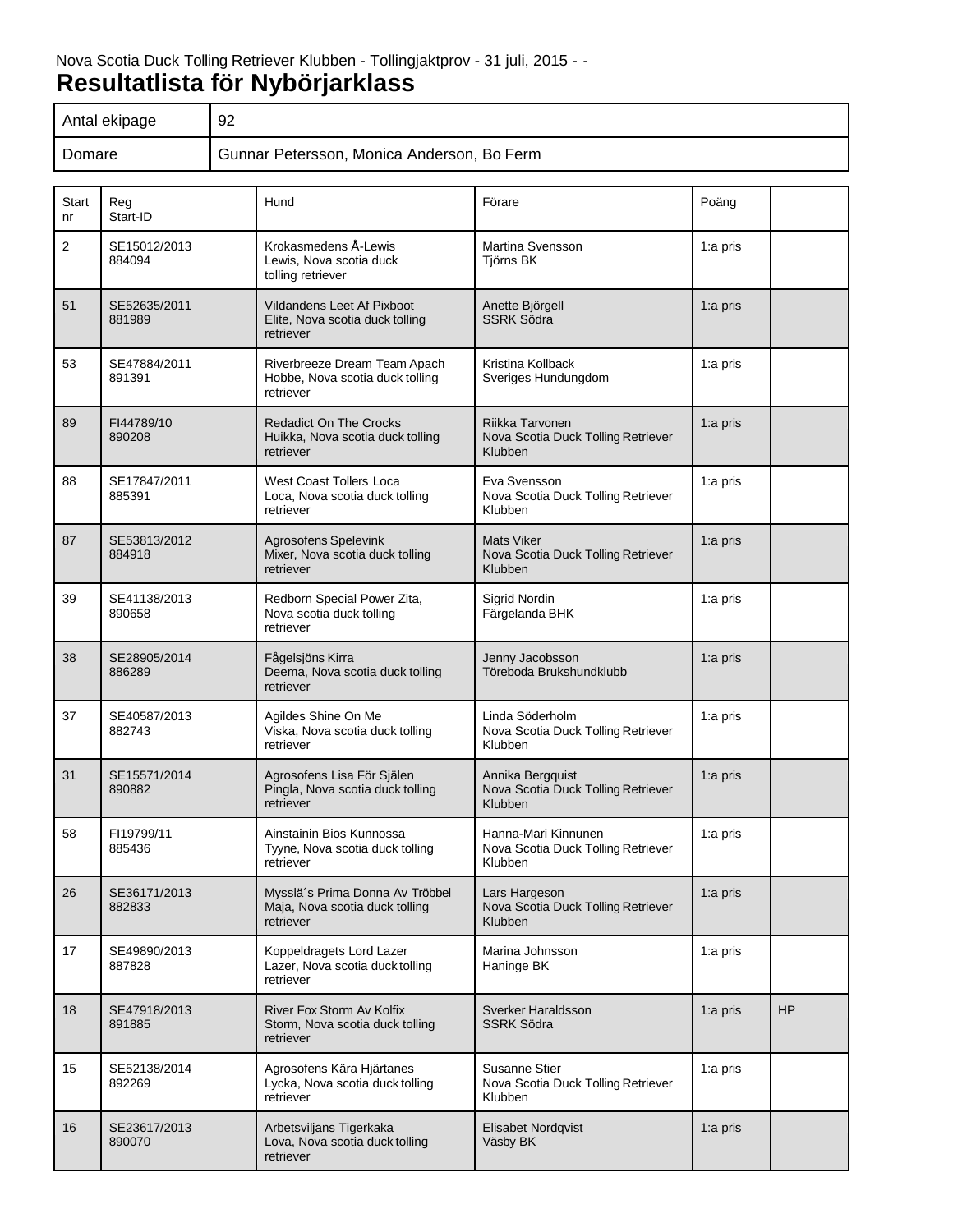Nova Scotia Duck Tolling Retriever Klubben - Tollingjaktprov - 31 juli, 2015 - -

# Resultatlista för Nybörjarklass

| Antal ekipage | 92 |
|---|---|
| Domare | Gunnar Petersson, Monica Anderson, Bo Ferm |

| Start nr | Reg Start-ID | Hund | Förare | Poäng | |
|---|---|---|---|---|---|
| 2 | SE15012/2013 884094 | Krokasmedens Å-Lewis Lewis, Nova scotia duck tolling retriever | Martina Svensson Tjörns BK | 1:a pris | |
| 51 | SE52635/2011 881989 | Vildandens Leet Af Pixboot Elite, Nova scotia duck tolling retriever | Anette Björgell SSRK Södra | 1:a pris | |
| 53 | SE47884/2011 891391 | Riverbreeze Dream Team Apach Hobbe, Nova scotia duck tolling retriever | Kristina Kollback Sveriges Hundungdom | 1:a pris | |
| 89 | FI44789/10 890208 | Redadict On The Crocks Huikka, Nova scotia duck tolling retriever | Riikka Tarvonen Nova Scotia Duck Tolling Retriever Klubben | 1:a pris | |
| 88 | SE17847/2011 885391 | West Coast Tollers Loca Loca, Nova scotia duck tolling retriever | Eva Svensson Nova Scotia Duck Tolling Retriever Klubben | 1:a pris | |
| 87 | SE53813/2012 884918 | Agrosofens Spelevink Mixer, Nova scotia duck tolling retriever | Mats Viker Nova Scotia Duck Tolling Retriever Klubben | 1:a pris | |
| 39 | SE41138/2013 890658 | Redborn Special Power Zita, Nova scotia duck tolling retriever | Sigrid Nordin Färgelanda BHK | 1:a pris | |
| 38 | SE28905/2014 886289 | Fågelsjöns Kirra Deema, Nova scotia duck tolling retriever | Jenny Jacobsson Töreboda Brukshundklubb | 1:a pris | |
| 37 | SE40587/2013 882743 | Agildes Shine On Me Viska, Nova scotia duck tolling retriever | Linda Söderholm Nova Scotia Duck Tolling Retriever Klubben | 1:a pris | |
| 31 | SE15571/2014 890882 | Agrosofens Lisa För Själen Pingla, Nova scotia duck tolling retriever | Annika Bergquist Nova Scotia Duck Tolling Retriever Klubben | 1:a pris | |
| 58 | FI19799/11 885436 | Ainstainin Bios Kunnossa Tyyne, Nova scotia duck tolling retriever | Hanna-Mari Kinnunen Nova Scotia Duck Tolling Retriever Klubben | 1:a pris | |
| 26 | SE36171/2013 882833 | Mysslä´s Prima Donna Av Tröbbel Maja, Nova scotia duck tolling retriever | Lars Hargeson Nova Scotia Duck Tolling Retriever Klubben | 1:a pris | |
| 17 | SE49890/2013 887828 | Koppeldragets Lord Lazer Lazer, Nova scotia duck tolling retriever | Marina Johnsson Haninge BK | 1:a pris | |
| 18 | SE47918/2013 891885 | River Fox Storm Av Kolfix Storm, Nova scotia duck tolling retriever | Sverker Haraldsson SSRK Södra | 1:a pris | HP |
| 15 | SE52138/2014 892269 | Agrosofens Kära Hjärtanes Lycka, Nova scotia duck tolling retriever | Susanne Stier Nova Scotia Duck Tolling Retriever Klubben | 1:a pris | |
| 16 | SE23617/2013 890070 | Arbetsviljans Tigerkaka Lova, Nova scotia duck tolling retriever | Elisabet Nordqvist Väsby BK | 1:a pris | |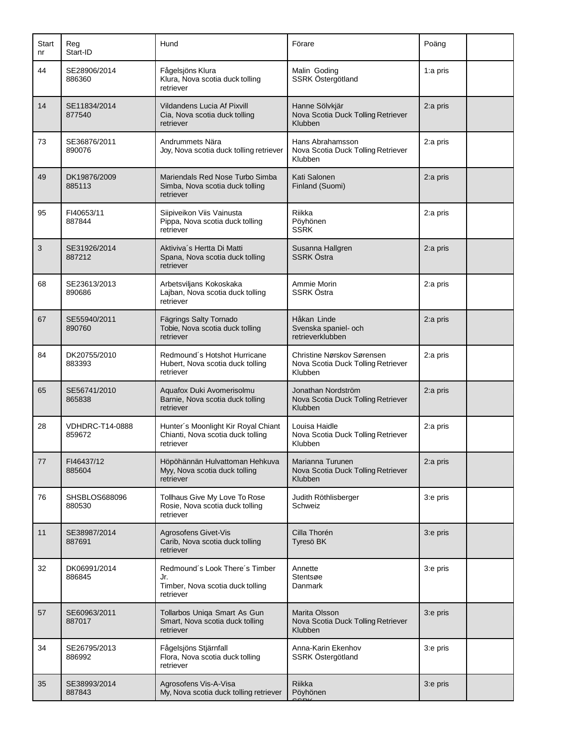| Start nr | Reg Start-ID | Hund | Förare | Poäng | |
|---|---|---|---|---|---|
| 44 | SE28906/2014 886360 | Fågelsjöns Klura Klura, Nova scotia duck tolling retriever | Malin Goding SSRK Östergötland | 1:a pris | |
| 14 | SE11834/2014 877540 | Vildandens Lucia Af Pixvill Cia, Nova scotia duck tolling retriever | Hanne Sölvkjär Nova Scotia Duck Tolling Retriever Klubben | 2:a pris | |
| 73 | SE36876/2011 890076 | Andrummets Nära Joy, Nova scotia duck tolling retriever | Hans Abrahamsson Nova Scotia Duck Tolling Retriever Klubben | 2:a pris | |
| 49 | DK19876/2009 885113 | Mariendals Red Nose Turbo Simba Simba, Nova scotia duck tolling retriever | Kati Salonen Finland (Suomi) | 2:a pris | |
| 95 | FI40653/11 887844 | Siipiveikon Viis Vainusta Pippa, Nova scotia duck tolling retriever | Riikka Pöyhönen SSRK | 2:a pris | |
| 3 | SE31926/2014 887212 | Aktiviva´s Hertta Di Matti Spana, Nova scotia duck tolling retriever | Susanna Hallgren SSRK Östra | 2:a pris | |
| 68 | SE23613/2013 890686 | Arbetsviljans Kokoskaka Lajban, Nova scotia duck tolling retriever | Ammie Morin SSRK Östra | 2:a pris | |
| 67 | SE55940/2011 890760 | Fägrings Salty Tornado Tobie, Nova scotia duck tolling retriever | Håkan Linde Svenska spaniel- och retrieverklubben | 2:a pris | |
| 84 | DK20755/2010 883393 | Redmound´s Hotshot Hurricane Hubert, Nova scotia duck tolling retriever | Christine Nørskov Sørensen Nova Scotia Duck Tolling Retriever Klubben | 2:a pris | |
| 65 | SE56741/2010 865838 | Aquafox Duki Avomerisolmu Barnie, Nova scotia duck tolling retriever | Jonathan Nordström Nova Scotia Duck Tolling Retriever Klubben | 2:a pris | |
| 28 | VDHDRC-T14-0888 859672 | Hunter´s Moonlight Kir Royal Chiant Chianti, Nova scotia duck tolling retriever | Louisa Haidle Nova Scotia Duck Tolling Retriever Klubben | 2:a pris | |
| 77 | FI46437/12 885604 | Höpöhännän Hulvattoman Hehkuva Myy, Nova scotia duck tolling retriever | Marianna Turunen Nova Scotia Duck Tolling Retriever Klubben | 2:a pris | |
| 76 | SHSBLOS688096 880530 | Tollhaus Give My Love To Rose Rosie, Nova scotia duck tolling retriever | Judith Röthlisberger Schweiz | 3:e pris | |
| 11 | SE38987/2014 887691 | Agrosofens Givet-Vis Carib, Nova scotia duck tolling retriever | Cilla Thorén Tyresö BK | 3:e pris | |
| 32 | DK06991/2014 886845 | Redmound´s Look There´s Timber Jr. Timber, Nova scotia duck tolling retriever | Annette Stentsøe Danmark | 3:e pris | |
| 57 | SE60963/2011 887017 | Tollarbos Uniqa Smart As Gun Smart, Nova scotia duck tolling retriever | Marita Olsson Nova Scotia Duck Tolling Retriever Klubben | 3:e pris | |
| 34 | SE26795/2013 886992 | Fågelsjöns Stjärnfall Flora, Nova scotia duck tolling retriever | Anna-Karin Ekenhov SSRK Östergötland | 3:e pris | |
| 35 | SE38993/2014 887843 | Agrosofens Vis-A-Visa My, Nova scotia duck tolling retriever | Riikka Pöyhönen SSRK | 3:e pris | |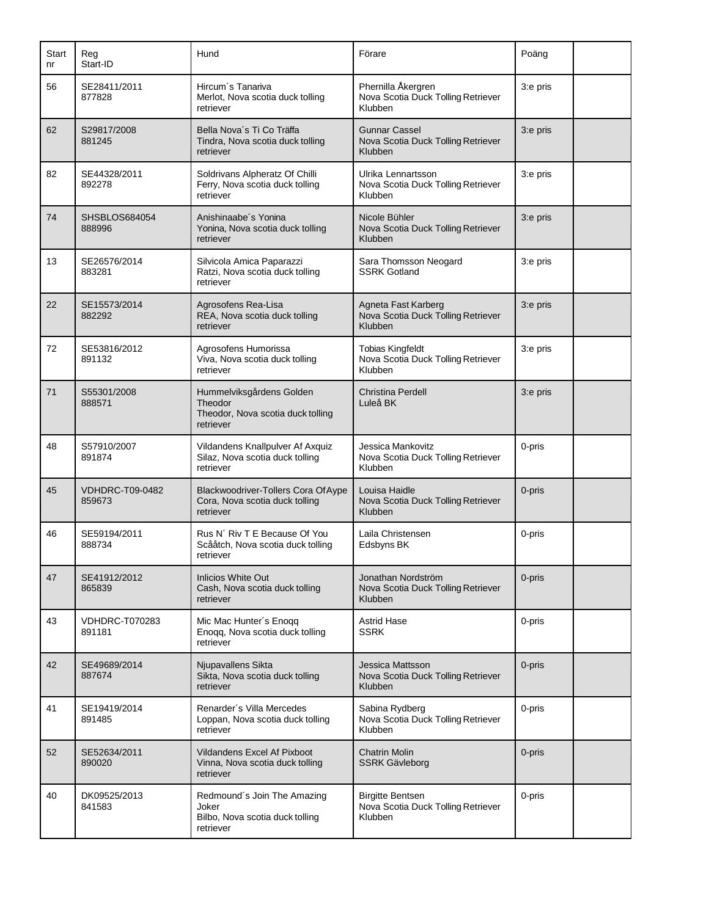| Start nr | Reg Start-ID | Hund | Förare | Poäng | |
|---|---|---|---|---|---|
| 56 | SE28411/2011 877828 | Hircum´s Tanariva Merlot, Nova scotia duck tolling retriever | Phernilla Åkergren Nova Scotia Duck Tolling Retriever Klubben | 3:e pris | |
| 62 | S29817/2008 881245 | Bella Nova´s Ti Co Träffa Tindra, Nova scotia duck tolling retriever | Gunnar Cassel Nova Scotia Duck Tolling Retriever Klubben | 3:e pris | |
| 82 | SE44328/2011 892278 | Soldrivans Alpheratz Of Chilli Ferry, Nova scotia duck tolling retriever | Ulrika Lennartsson Nova Scotia Duck Tolling Retriever Klubben | 3:e pris | |
| 74 | SHSBLOS684054 888996 | Anishinaabe´s Yonina Yonina, Nova scotia duck tolling retriever | Nicole Bühler Nova Scotia Duck Tolling Retriever Klubben | 3:e pris | |
| 13 | SE26576/2014 883281 | Silvicola Amica Paparazzi Ratzi, Nova scotia duck tolling retriever | Sara Thomsson Neogard SSRK Gotland | 3:e pris | |
| 22 | SE15573/2014 882292 | Agrosofens Rea-Lisa REA, Nova scotia duck tolling retriever | Agneta Fast Karberg Nova Scotia Duck Tolling Retriever Klubben | 3:e pris | |
| 72 | SE53816/2012 891132 | Agrosofens Humorissa Viva, Nova scotia duck tolling retriever | Tobias Kingfeldt Nova Scotia Duck Tolling Retriever Klubben | 3:e pris | |
| 71 | S55301/2008 888571 | Hummelviksgårdens Golden Theodor Theodor, Nova scotia duck tolling retriever | Christina Perdell Luleå BK | 3:e pris | |
| 48 | S57910/2007 891874 | Vildandens Knallpulver Af Axquiz Silaz, Nova scotia duck tolling retriever | Jessica Mankovitz Nova Scotia Duck Tolling Retriever Klubben | 0-pris | |
| 45 | VDHDRC-T09-0482 859673 | Blackwoodriver-Tollers Cora Of Aype Cora, Nova scotia duck tolling retriever | Louisa Haidle Nova Scotia Duck Tolling Retriever Klubben | 0-pris | |
| 46 | SE59194/2011 888734 | Rus N´ Riv T E Because Of You Scååtch, Nova scotia duck tolling retriever | Laila Christensen Edsbyns BK | 0-pris | |
| 47 | SE41912/2012 865839 | Inlicios White Out Cash, Nova scotia duck tolling retriever | Jonathan Nordström Nova Scotia Duck Tolling Retriever Klubben | 0-pris | |
| 43 | VDHDRC-T070283 891181 | Mic Mac Hunter´s Enoqq Enoqq, Nova scotia duck tolling retriever | Astrid Hase SSRK | 0-pris | |
| 42 | SE49689/2014 887674 | Njupavallens Sikta Sikta, Nova scotia duck tolling retriever | Jessica Mattsson Nova Scotia Duck Tolling Retriever Klubben | 0-pris | |
| 41 | SE19419/2014 891485 | Renarder´s Villa Mercedes Loppan, Nova scotia duck tolling retriever | Sabina Rydberg Nova Scotia Duck Tolling Retriever Klubben | 0-pris | |
| 52 | SE52634/2011 890020 | Vildandens Excel Af Pixboot Vinna, Nova scotia duck tolling retriever | Chatrin Molin SSRK Gävleborg | 0-pris | |
| 40 | DK09525/2013 841583 | Redmound´s Join The Amazing Joker Bilbo, Nova scotia duck tolling retriever | Birgitte Bentsen Nova Scotia Duck Tolling Retriever Klubben | 0-pris | |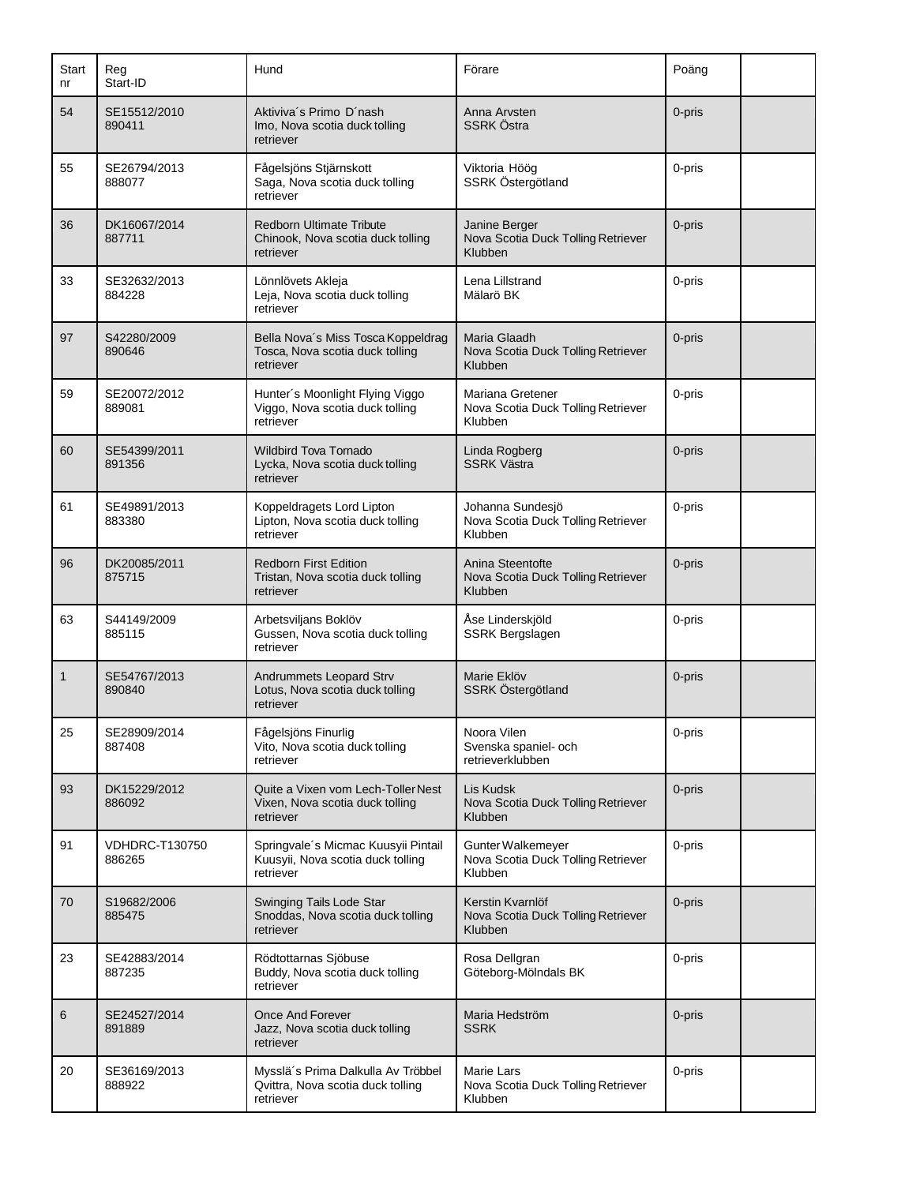| Start nr | Reg Start-ID | Hund | Förare | Poäng | |
|---|---|---|---|---|---|
| 54 | SE15512/2010 890411 | Aktiviva´s Primo D´nash Imo, Nova scotia duck tolling retriever | Anna Arvsten SSRK Östra | 0-pris | |
| 55 | SE26794/2013 888077 | Fågelsjöns Stjärnskott Saga, Nova scotia duck tolling retriever | Viktoria Höög SSRK Östergötland | 0-pris | |
| 36 | DK16067/2014 887711 | Redborn Ultimate Tribute Chinook, Nova scotia duck tolling retriever | Janine Berger Nova Scotia Duck Tolling Retriever Klubben | 0-pris | |
| 33 | SE32632/2013 884228 | Lönnlövets Akleja Leja, Nova scotia duck tolling retriever | Lena Lillstrand Mälarö BK | 0-pris | |
| 97 | S42280/2009 890646 | Bella Nova´s Miss Tosca Koppeldrag Tosca, Nova scotia duck tolling retriever | Maria Glaadh Nova Scotia Duck Tolling Retriever Klubben | 0-pris | |
| 59 | SE20072/2012 889081 | Hunter´s Moonlight Flying Viggo Viggo, Nova scotia duck tolling retriever | Mariana Gretener Nova Scotia Duck Tolling Retriever Klubben | 0-pris | |
| 60 | SE54399/2011 891356 | Wildbird Tova Tornado Lycka, Nova scotia duck tolling retriever | Linda Rogberg SSRK Västra | 0-pris | |
| 61 | SE49891/2013 883380 | Koppeldragets Lord Lipton Lipton, Nova scotia duck tolling retriever | Johanna Sundesjö Nova Scotia Duck Tolling Retriever Klubben | 0-pris | |
| 96 | DK20085/2011 875715 | Redborn First Edition Tristan, Nova scotia duck tolling retriever | Anina Steentofte Nova Scotia Duck Tolling Retriever Klubben | 0-pris | |
| 63 | S44149/2009 885115 | Arbetsviljans Boklöv Gussen, Nova scotia duck tolling retriever | Åse Linderskjöld SSRK Bergslagen | 0-pris | |
| 1 | SE54767/2013 890840 | Andrummets Leopard Strv Lotus, Nova scotia duck tolling retriever | Marie Eklöv SSRK Östergötland | 0-pris | |
| 25 | SE28909/2014 887408 | Fågelsjöns Finurlig Vito, Nova scotia duck tolling retriever | Noora Vilen Svenska spaniel- och retrieverklubben | 0-pris | |
| 93 | DK15229/2012 886092 | Quite a Vixen vom Lech-Toller Nest Vixen, Nova scotia duck tolling retriever | Lis Kudsk Nova Scotia Duck Tolling Retriever Klubben | 0-pris | |
| 91 | VDHDRC-T130750 886265 | Springvale´s Micmac Kuusyii Pintail Kuusyii, Nova scotia duck tolling retriever | Gunter Walkemeyer Nova Scotia Duck Tolling Retriever Klubben | 0-pris | |
| 70 | S19682/2006 885475 | Swinging Tails Lode Star Snoddas, Nova scotia duck tolling retriever | Kerstin Kvarnlöf Nova Scotia Duck Tolling Retriever Klubben | 0-pris | |
| 23 | SE42883/2014 887235 | Rödtottarnas Sjöbuse Buddy, Nova scotia duck tolling retriever | Rosa Dellgran Göteborg-Mölndals BK | 0-pris | |
| 6 | SE24527/2014 891889 | Once And Forever Jazz, Nova scotia duck tolling retriever | Maria Hedström SSRK | 0-pris | |
| 20 | SE36169/2013 888922 | Mysslä´s Prima Dalkulla Av Tröbbel Qvittra, Nova scotia duck tolling retriever | Marie Lars Nova Scotia Duck Tolling Retriever Klubben | 0-pris | |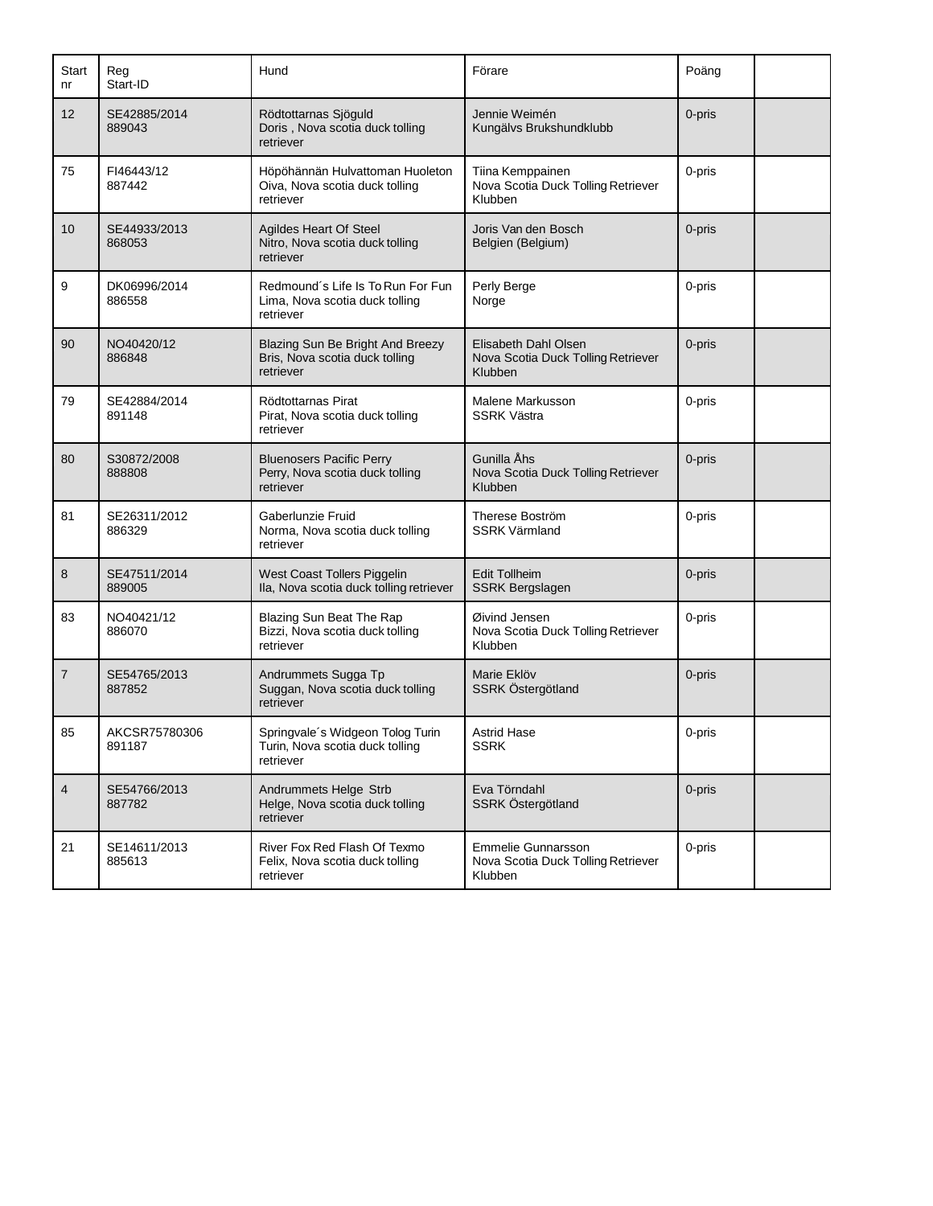| Start nr | Reg Start-ID | Hund | Förare | Poäng | |
|---|---|---|---|---|---|
| 12 | SE42885/2014 889043 | Rödtottarnas Sjöguld Doris , Nova scotia duck tolling retriever | Jennie Weimén Kungälvs Brukshundklubb | 0-pris | |
| 75 | FI46443/12 887442 | Höpöhännän Hulvattoman Huoleton Oiva, Nova scotia duck tolling retriever | Tiina Kemppainen Nova Scotia Duck Tolling Retriever Klubben | 0-pris | |
| 10 | SE44933/2013 868053 | Agildes Heart Of Steel Nitro, Nova scotia duck tolling retriever | Joris Van den Bosch Belgien (Belgium) | 0-pris | |
| 9 | DK06996/2014 886558 | Redmound´s Life Is To Run For Fun Lima, Nova scotia duck tolling retriever | Perly Berge Norge | 0-pris | |
| 90 | NO40420/12 886848 | Blazing Sun Be Bright And Breezy Bris, Nova scotia duck tolling retriever | Elisabeth Dahl Olsen Nova Scotia Duck Tolling Retriever Klubben | 0-pris | |
| 79 | SE42884/2014 891148 | Rödtottarnas Pirat Pirat, Nova scotia duck tolling retriever | Malene Markusson SSRK Västra | 0-pris | |
| 80 | S30872/2008 888808 | Bluenosers Pacific Perry Perry, Nova scotia duck tolling retriever | Gunilla Åhs Nova Scotia Duck Tolling Retriever Klubben | 0-pris | |
| 81 | SE26311/2012 886329 | Gaberlunzie Fruid Norma, Nova scotia duck tolling retriever | Therese Boström SSRK Värmland | 0-pris | |
| 8 | SE47511/2014 889005 | West Coast Tollers Piggelin Ila, Nova scotia duck tolling retriever | Edit Tollheim SSRK Bergslagen | 0-pris | |
| 83 | NO40421/12 886070 | Blazing Sun Beat The Rap Bizzi, Nova scotia duck tolling retriever | Øivind Jensen Nova Scotia Duck Tolling Retriever Klubben | 0-pris | |
| 7 | SE54765/2013 887852 | Andrummets Sugga Tp Suggan, Nova scotia duck tolling retriever | Marie Eklöv SSRK Östergötland | 0-pris | |
| 85 | AKCSR75780306 891187 | Springvale´s Widgeon Tolog Turin Turin, Nova scotia duck tolling retriever | Astrid Hase SSRK | 0-pris | |
| 4 | SE54766/2013 887782 | Andrummets Helge Strb Helge, Nova scotia duck tolling retriever | Eva Törndahl SSRK Östergötland | 0-pris | |
| 21 | SE14611/2013 885613 | River Fox Red Flash Of Texmo Felix, Nova scotia duck tolling retriever | Emmelie Gunnarsson Nova Scotia Duck Tolling Retriever Klubben | 0-pris | |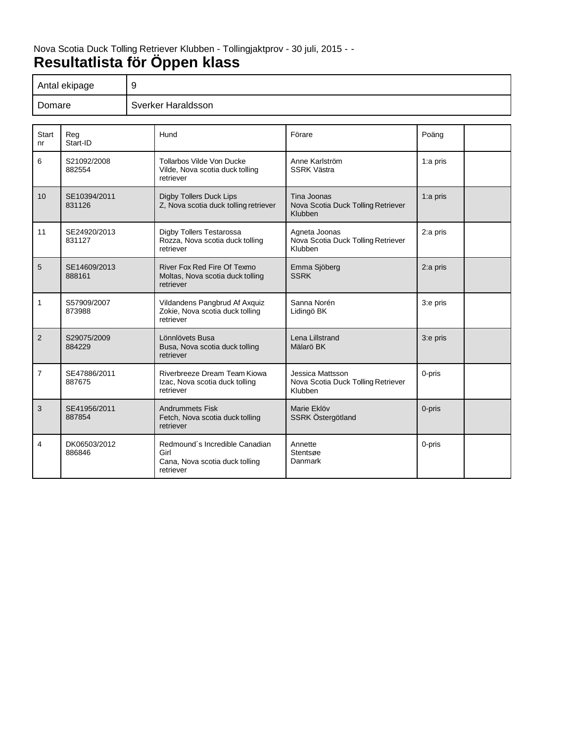Nova Scotia Duck Tolling Retriever Klubben - Tollingjaktprov - 30 juli, 2015 - -

# Resultatlista för Öppen klass

| Antal ekipage | 9 |
|---|---|
| Domare | Sverker Haraldsson |

| Start nr | Reg Start-ID | Hund | Förare | Poäng | |
|---|---|---|---|---|---|
| 6 | S21092/2008 882554 | Tollarbos Vilde Von Ducke Vilde, Nova scotia duck tolling retriever | Anne Karlström SSRK Västra | 1:a pris | |
| 10 | SE10394/2011 831126 | Digby Tollers Duck Lips Z, Nova scotia duck tolling retriever | Tina Joonas Nova Scotia Duck Tolling Retriever Klubben | 1:a pris | |
| 11 | SE24920/2013 831127 | Digby Tollers Testarossa Rozza, Nova scotia duck tolling retriever | Agneta Joonas Nova Scotia Duck Tolling Retriever Klubben | 2:a pris | |
| 5 | SE14609/2013 888161 | River Fox Red Fire Of Texmo Moltas, Nova scotia duck tolling retriever | Emma Sjöberg SSRK | 2:a pris | |
| 1 | S57909/2007 873988 | Vildandens Pangbrud Af Axquiz Zokie, Nova scotia duck tolling retriever | Sanna Norén Lidingö BK | 3:e pris | |
| 2 | S29075/2009 884229 | Lönnlövets Busa Busa, Nova scotia duck tolling retriever | Lena Lillstrand Mälarö BK | 3:e pris | |
| 7 | SE47886/2011 887675 | Riverbreeze Dream Team Kiowa Izac, Nova scotia duck tolling retriever | Jessica Mattsson Nova Scotia Duck Tolling Retriever Klubben | 0-pris | |
| 3 | SE41956/2011 887854 | Andrummets Fisk Fetch, Nova scotia duck tolling retriever | Marie Eklöv SSRK Östergötland | 0-pris | |
| 4 | DK06503/2012 886846 | Redmound´s Incredible Canadian Girl Cana, Nova scotia duck tolling retriever | Annette Stentsøe Danmark | 0-pris | |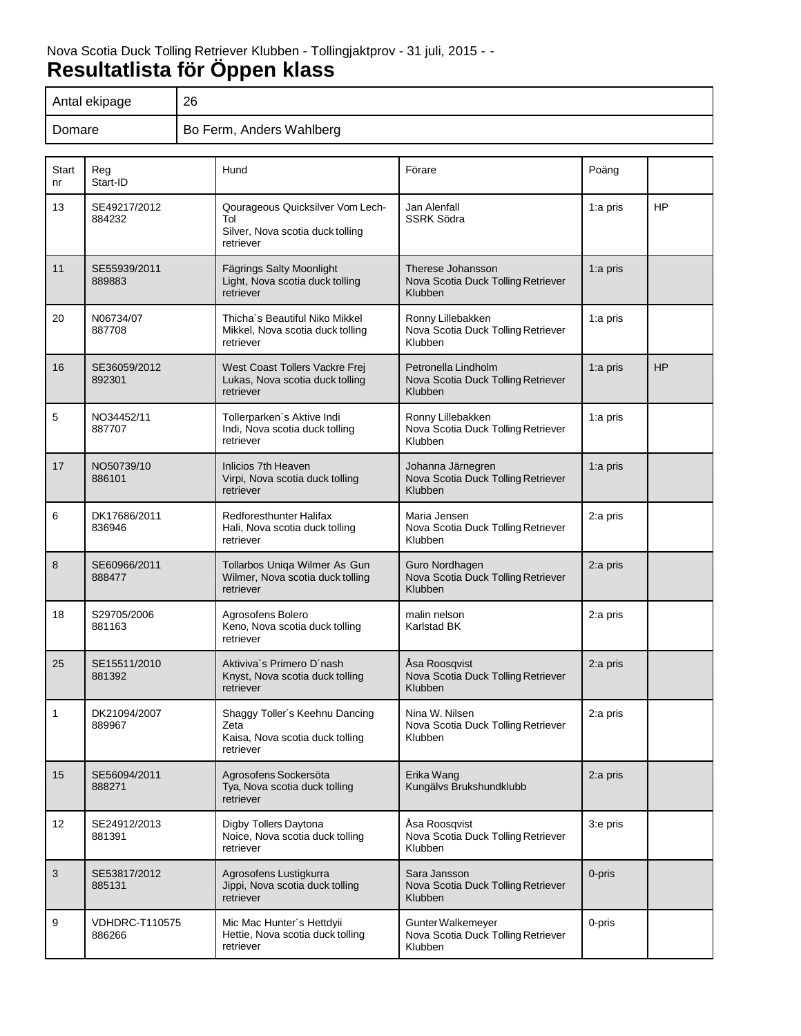Nova Scotia Duck Tolling Retriever Klubben - Tollingjaktprov - 31 juli, 2015 - -

# Resultatlista för Öppen klass

| Antal ekipage | 26 |
|---|---|
| Domare | Bo Ferm, Anders Wahlberg |

| Start nr | Reg Start-ID | Hund | Förare | Poäng | |
|---|---|---|---|---|---|
| 13 | SE49217/2012 884232 | Qourageous Quicksilver Vom Lech-Tol Silver, Nova scotia duck tolling retriever | Jan Alenfall SSRK Södra | 1:a pris | HP |
| 11 | SE55939/2011 889883 | Fägrings Salty Moonlight Light, Nova scotia duck tolling retriever | Therese Johansson Nova Scotia Duck Tolling Retriever Klubben | 1:a pris | |
| 20 | N06734/07 887708 | Thicha`s Beautiful Niko Mikkel Mikkel, Nova scotia duck tolling retriever | Ronny Lillebakken Nova Scotia Duck Tolling Retriever Klubben | 1:a pris | |
| 16 | SE36059/2012 892301 | West Coast Tollers Vackre Frej Lukas, Nova scotia duck tolling retriever | Petronella Lindholm Nova Scotia Duck Tolling Retriever Klubben | 1:a pris | HP |
| 5 | NO34452/11 887707 | Tollerparken`s Aktive Indi Indi, Nova scotia duck tolling retriever | Ronny Lillebakken Nova Scotia Duck Tolling Retriever Klubben | 1:a pris | |
| 17 | NO50739/10 886101 | Inlicios 7th Heaven Virpi, Nova scotia duck tolling retriever | Johanna Järnegren Nova Scotia Duck Tolling Retriever Klubben | 1:a pris | |
| 6 | DK17686/2011 836946 | Redforesthunter Halifax Hali, Nova scotia duck tolling retriever | Maria Jensen Nova Scotia Duck Tolling Retriever Klubben | 2:a pris | |
| 8 | SE60966/2011 888477 | Tollarbos Uniqa Wilmer As Gun Wilmer, Nova scotia duck tolling retriever | Guro Nordhagen Nova Scotia Duck Tolling Retriever Klubben | 2:a pris | |
| 18 | S29705/2006 881163 | Agrosofens Bolero Keno, Nova scotia duck tolling retriever | malin nelson Karlstad BK | 2:a pris | |
| 25 | SE15511/2010 881392 | Aktiviva´s Primero D´nash Knyst, Nova scotia duck tolling retriever | Åsa Roosqvist Nova Scotia Duck Tolling Retriever Klubben | 2:a pris | |
| 1 | DK21094/2007 889967 | Shaggy Toller´s Keehnu Dancing Zeta Kaisa, Nova scotia duck tolling retriever | Nina W. Nilsen Nova Scotia Duck Tolling Retriever Klubben | 2:a pris | |
| 15 | SE56094/2011 888271 | Agrosofens Sockersöta Tya, Nova scotia duck tolling retriever | Erika Wang Kungälvs Brukshundklubb | 2:a pris | |
| 12 | SE24912/2013 881391 | Digby Tollers Daytona Noice, Nova scotia duck tolling retriever | Åsa Roosqvist Nova Scotia Duck Tolling Retriever Klubben | 3:e pris | |
| 3 | SE53817/2012 885131 | Agrosofens Lustigkurra Jippi, Nova scotia duck tolling retriever | Sara Jansson Nova Scotia Duck Tolling Retriever Klubben | 0-pris | |
| 9 | VDHDRC-T110575 886266 | Mic Mac Hunter´s Hettdyii Hettie, Nova scotia duck tolling retriever | Gunter Walkemeyer Nova Scotia Duck Tolling Retriever Klubben | 0-pris | |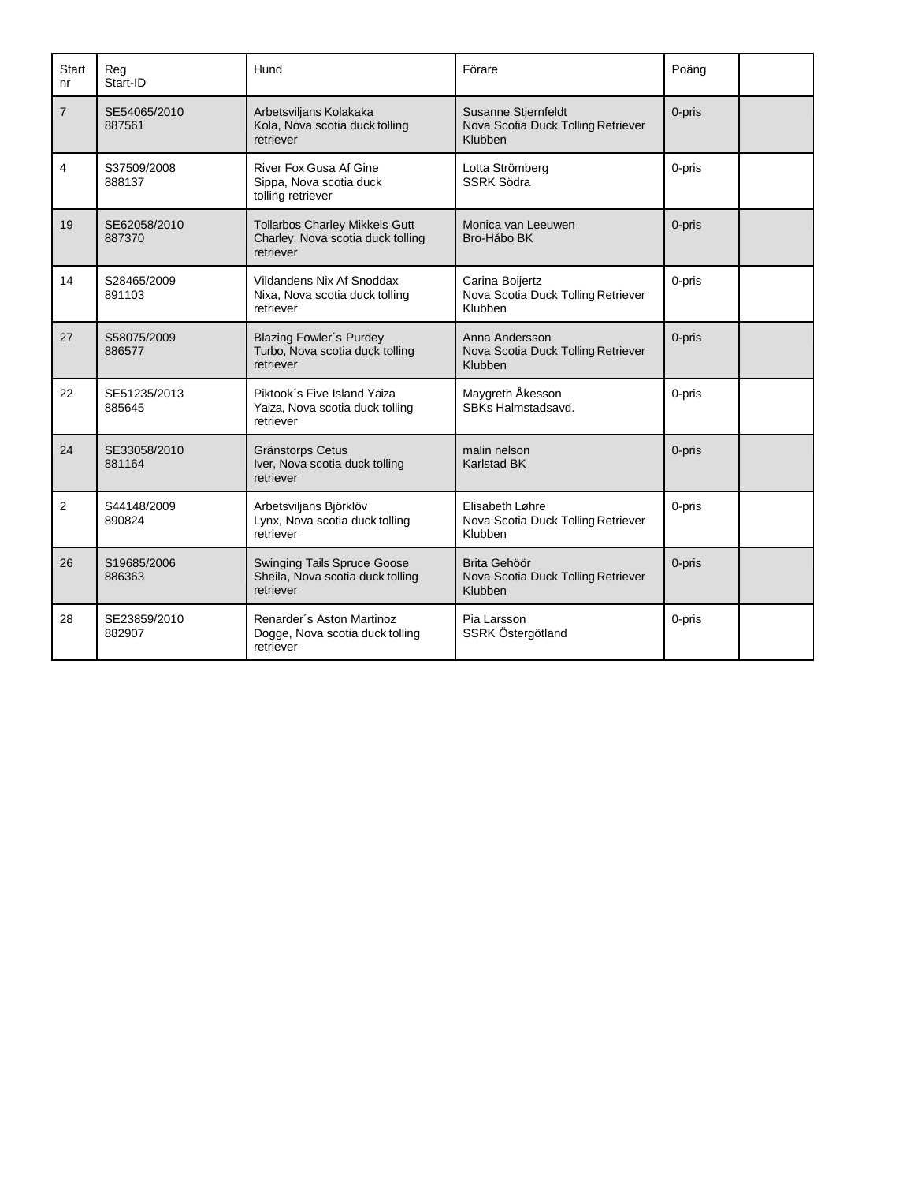| Start nr | Reg Start-ID | Hund | Förare | Poäng | |
|---|---|---|---|---|---|
| 7 | SE54065/2010 887561 | Arbetsviljans Kolakaka Kola, Nova scotia duck tolling retriever | Susanne Stjernfeldt Nova Scotia Duck Tolling Retriever Klubben | 0-pris | |
| 4 | S37509/2008 888137 | River Fox Gusa Af Gine Sippa, Nova scotia duck tolling retriever | Lotta Strömberg SSRK Södra | 0-pris | |
| 19 | SE62058/2010 887370 | Tollarbos Charley Mikkels Gutt Charley, Nova scotia duck tolling retriever | Monica van Leeuwen Bro-Håbo BK | 0-pris | |
| 14 | S28465/2009 891103 | Vildandens Nix Af Snoddax Nixa, Nova scotia duck tolling retriever | Carina Boijertz Nova Scotia Duck Tolling Retriever Klubben | 0-pris | |
| 27 | S58075/2009 886577 | Blazing Fowler´s Purdey Turbo, Nova scotia duck tolling retriever | Anna Andersson Nova Scotia Duck Tolling Retriever Klubben | 0-pris | |
| 22 | SE51235/2013 885645 | Piktook´s Five Island Yaiza Yaiza, Nova scotia duck tolling retriever | Maygreth Åkesson SBKs Halmstadsavd. | 0-pris | |
| 24 | SE33058/2010 881164 | Gränstorps Cetus Iver, Nova scotia duck tolling retriever | malin nelson Karlstad BK | 0-pris | |
| 2 | S44148/2009 890824 | Arbetsviljans Björklöv Lynx, Nova scotia duck tolling retriever | Elisabeth Løhre Nova Scotia Duck Tolling Retriever Klubben | 0-pris | |
| 26 | S19685/2006 886363 | Swinging Tails Spruce Goose Sheila, Nova scotia duck tolling retriever | Brita Gehöör Nova Scotia Duck Tolling Retriever Klubben | 0-pris | |
| 28 | SE23859/2010 882907 | Renarder´s Aston Martinoz Dogge, Nova scotia duck tolling retriever | Pia Larsson SSRK Östergötland | 0-pris | |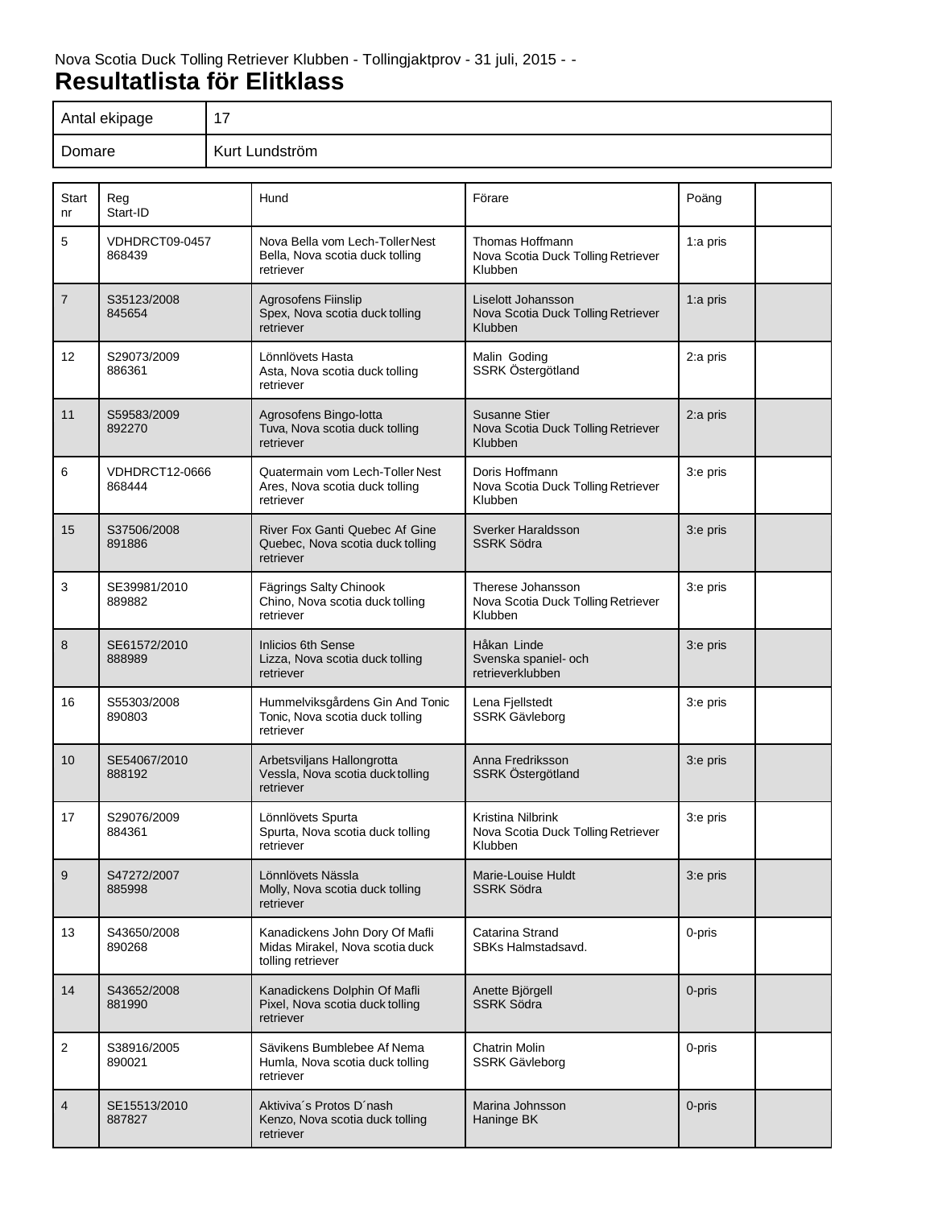Nova Scotia Duck Tolling Retriever Klubben - Tollingjaktprov - 31 juli, 2015 - -

# Resultatlista för Elitklass

| | |
|---|---|
| Antal ekipage | 17 |
| Domare | Kurt Lundström |

| Start nr | Reg Start-ID | Hund | Förare | Poäng | |
|---|---|---|---|---|---|
| 5 | VDHDRCT09-0457 868439 | Nova Bella vom Lech-Toller Nest Bella, Nova scotia duck tolling retriever | Thomas Hoffmann Nova Scotia Duck Tolling Retriever Klubben | 1:a pris | |
| 7 | S35123/2008 845654 | Agrosofens Fiinslip Spex, Nova scotia duck tolling retriever | Liselott Johansson Nova Scotia Duck Tolling Retriever Klubben | 1:a pris | |
| 12 | S29073/2009 886361 | Lönnlövets Hasta Asta, Nova scotia duck tolling retriever | Malin Goding SSRK Östergötland | 2:a pris | |
| 11 | S59583/2009 892270 | Agrosofens Bingo-lotta Tuva, Nova scotia duck tolling retriever | Susanne Stier Nova Scotia Duck Tolling Retriever Klubben | 2:a pris | |
| 6 | VDHDRCT12-0666 868444 | Quatermain vom Lech-Toller Nest Ares, Nova scotia duck tolling retriever | Doris Hoffmann Nova Scotia Duck Tolling Retriever Klubben | 3:e pris | |
| 15 | S37506/2008 891886 | River Fox Ganti Quebec Af Gine Quebec, Nova scotia duck tolling retriever | Sverker Haraldsson SSRK Södra | 3:e pris | |
| 3 | SE39981/2010 889882 | Fägrings Salty Chinook Chino, Nova scotia duck tolling retriever | Therese Johansson Nova Scotia Duck Tolling Retriever Klubben | 3:e pris | |
| 8 | SE61572/2010 888989 | Inlicios 6th Sense Lizza, Nova scotia duck tolling retriever | Håkan Linde Svenska spaniel- och retrieverklubben | 3:e pris | |
| 16 | S55303/2008 890803 | Hummelviksgårdens Gin And Tonic Tonic, Nova scotia duck tolling retriever | Lena Fjellstedt SSRK Gävleborg | 3:e pris | |
| 10 | SE54067/2010 888192 | Arbetsviljans Hallongrotta Vessla, Nova scotia duck tolling retriever | Anna Fredriksson SSRK Östergötland | 3:e pris | |
| 17 | S29076/2009 884361 | Lönnlövets Spurta Spurta, Nova scotia duck tolling retriever | Kristina Nilbrink Nova Scotia Duck Tolling Retriever Klubben | 3:e pris | |
| 9 | S47272/2007 885998 | Lönnlövets Nässla Molly, Nova scotia duck tolling retriever | Marie-Louise Huldt SSRK Södra | 3:e pris | |
| 13 | S43650/2008 890268 | Kanadickens John Dory Of Mafli Midas Mirakel, Nova scotia duck tolling retriever | Catarina Strand SBKs Halmstadsavd. | 0-pris | |
| 14 | S43652/2008 881990 | Kanadickens Dolphin Of Mafli Pixel, Nova scotia duck tolling retriever | Anette Björgell SSRK Södra | 0-pris | |
| 2 | S38916/2005 890021 | Sävikens Bumblebee Af Nema Humla, Nova scotia duck tolling retriever | Chatrin Molin SSRK Gävleborg | 0-pris | |
| 4 | SE15513/2010 887827 | Aktiviva´s Protos D´nash Kenzo, Nova scotia duck tolling retriever | Marina Johnsson Haninge BK | 0-pris | |